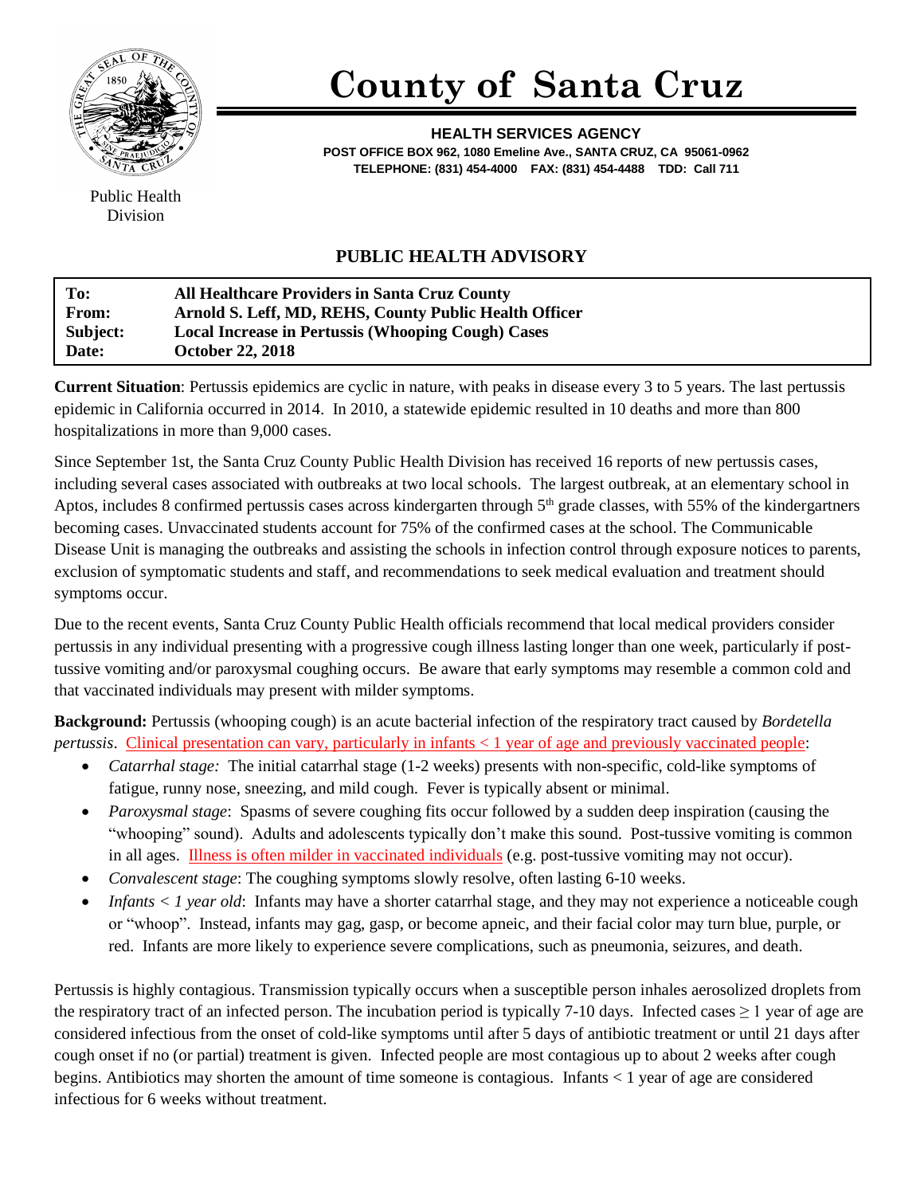# County of Santa Cruz

**HEALTH SERVICES AGENCY**
**POST OFFICE BOX 962, 1080 Emeline Ave., SANTA CRUZ, CA 95061-0962**
**TELEPHONE: (831) 454-4000 FAX: (831) 454-4488 TDD: Call 711**

Public Health Division

## PUBLIC HEALTH ADVISORY

| | |
|---|---|
| **To:** | **All Healthcare Providers in Santa Cruz County** |
| **From:** | **Arnold S. Leff, MD, REHS, County Public Health Officer** |
| **Subject:** | **Local Increase in Pertussis (Whooping Cough) Cases** |
| **Date:** | **October 22, 2018** |

**Current Situation**: Pertussis epidemics are cyclic in nature, with peaks in disease every 3 to 5 years. The last pertussis epidemic in California occurred in 2014. In 2010, a statewide epidemic resulted in 10 deaths and more than 800 hospitalizations in more than 9,000 cases.

Since September 1st, the Santa Cruz County Public Health Division has received 16 reports of new pertussis cases, including several cases associated with outbreaks at two local schools. The largest outbreak, at an elementary school in Aptos, includes 8 confirmed pertussis cases across kindergarten through 5th grade classes, with 55% of the kindergartners becoming cases. Unvaccinated students account for 75% of the confirmed cases at the school. The Communicable Disease Unit is managing the outbreaks and assisting the schools in infection control through exposure notices to parents, exclusion of symptomatic students and staff, and recommendations to seek medical evaluation and treatment should symptoms occur.

Due to the recent events, Santa Cruz County Public Health officials recommend that local medical providers consider pertussis in any individual presenting with a progressive cough illness lasting longer than one week, particularly if post-tussive vomiting and/or paroxysmal coughing occurs. Be aware that early symptoms may resemble a common cold and that vaccinated individuals may present with milder symptoms.

**Background:** Pertussis (whooping cough) is an acute bacterial infection of the respiratory tract caused by *Bordetella pertussis*. Clinical presentation can vary, particularly in infants < 1 year of age and previously vaccinated people:

- *Catarrhal stage:* The initial catarrhal stage (1-2 weeks) presents with non-specific, cold-like symptoms of fatigue, runny nose, sneezing, and mild cough. Fever is typically absent or minimal.
- *Paroxysmal stage*: Spasms of severe coughing fits occur followed by a sudden deep inspiration (causing the "whooping" sound). Adults and adolescents typically don't make this sound. Post-tussive vomiting is common in all ages. Illness is often milder in vaccinated individuals (e.g. post-tussive vomiting may not occur).
- *Convalescent stage*: The coughing symptoms slowly resolve, often lasting 6-10 weeks.
- *Infants < 1 year old*: Infants may have a shorter catarrhal stage, and they may not experience a noticeable cough or "whoop". Instead, infants may gag, gasp, or become apneic, and their facial color may turn blue, purple, or red. Infants are more likely to experience severe complications, such as pneumonia, seizures, and death.

Pertussis is highly contagious. Transmission typically occurs when a susceptible person inhales aerosolized droplets from the respiratory tract of an infected person. The incubation period is typically 7-10 days. Infected cases ≥ 1 year of age are considered infectious from the onset of cold-like symptoms until after 5 days of antibiotic treatment or until 21 days after cough onset if no (or partial) treatment is given. Infected people are most contagious up to about 2 weeks after cough begins. Antibiotics may shorten the amount of time someone is contagious. Infants < 1 year of age are considered infectious for 6 weeks without treatment.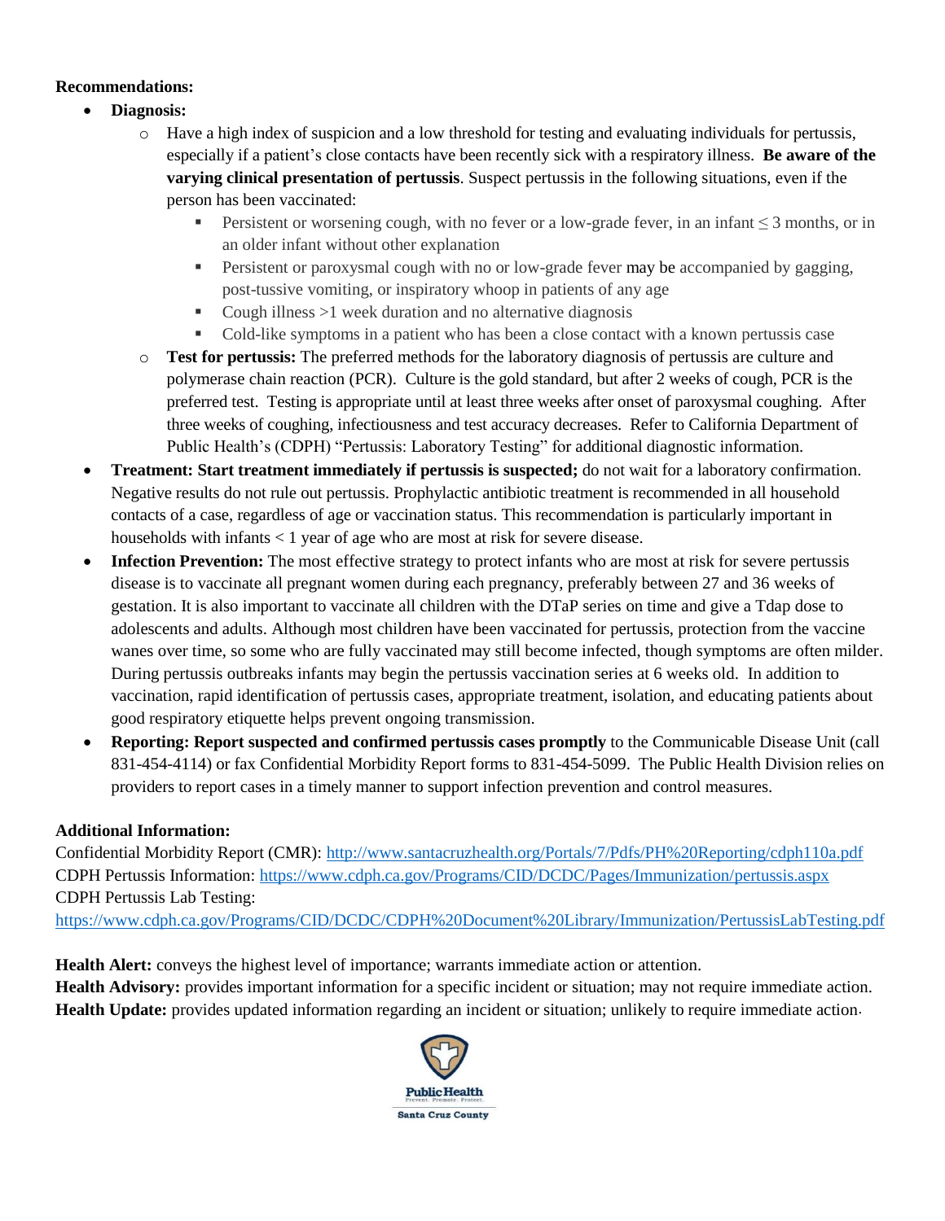**Recommendations:**

- **Diagnosis:**
  - Have a high index of suspicion and a low threshold for testing and evaluating individuals for pertussis, especially if a patient's close contacts have been recently sick with a respiratory illness. **Be aware of the varying clinical presentation of pertussis**. Suspect pertussis in the following situations, even if the person has been vaccinated:
    - Persistent or worsening cough, with no fever or a low-grade fever, in an infant ≤ 3 months, or in an older infant without other explanation
    - Persistent or paroxysmal cough with no or low-grade fever may be accompanied by gagging, post-tussive vomiting, or inspiratory whoop in patients of any age
    - Cough illness >1 week duration and no alternative diagnosis
    - Cold-like symptoms in a patient who has been a close contact with a known pertussis case
  - **Test for pertussis:** The preferred methods for the laboratory diagnosis of pertussis are culture and polymerase chain reaction (PCR). Culture is the gold standard, but after 2 weeks of cough, PCR is the preferred test. Testing is appropriate until at least three weeks after onset of paroxysmal coughing. After three weeks of coughing, infectiousness and test accuracy decreases. Refer to California Department of Public Health's (CDPH) "Pertussis: Laboratory Testing" for additional diagnostic information.
- **Treatment: Start treatment immediately if pertussis is suspected;** do not wait for a laboratory confirmation. Negative results do not rule out pertussis. Prophylactic antibiotic treatment is recommended in all household contacts of a case, regardless of age or vaccination status. This recommendation is particularly important in households with infants < 1 year of age who are most at risk for severe disease.
- **Infection Prevention:** The most effective strategy to protect infants who are most at risk for severe pertussis disease is to vaccinate all pregnant women during each pregnancy, preferably between 27 and 36 weeks of gestation. It is also important to vaccinate all children with the DTaP series on time and give a Tdap dose to adolescents and adults. Although most children have been vaccinated for pertussis, protection from the vaccine wanes over time, so some who are fully vaccinated may still become infected, though symptoms are often milder. During pertussis outbreaks infants may begin the pertussis vaccination series at 6 weeks old. In addition to vaccination, rapid identification of pertussis cases, appropriate treatment, isolation, and educating patients about good respiratory etiquette helps prevent ongoing transmission.
- **Reporting: Report suspected and confirmed pertussis cases promptly** to the Communicable Disease Unit (call 831-454-4114) or fax Confidential Morbidity Report forms to 831-454-5099. The Public Health Division relies on providers to report cases in a timely manner to support infection prevention and control measures.

**Additional Information:**

Confidential Morbidity Report (CMR): http://www.santacruzhealth.org/Portals/7/Pdfs/PH%20Reporting/cdph110a.pdf
CDPH Pertussis Information: https://www.cdph.ca.gov/Programs/CID/DCDC/Pages/Immunization/pertussis.aspx
CDPH Pertussis Lab Testing:
https://www.cdph.ca.gov/Programs/CID/DCDC/CDPH%20Document%20Library/Immunization/PertussisLabTesting.pdf

**Health Alert:** conveys the highest level of importance; warrants immediate action or attention.
**Health Advisory:** provides important information for a specific incident or situation; may not require immediate action.
**Health Update:** provides updated information regarding an incident or situation; unlikely to require immediate action.

Public Health
Prevent. Promote. Protect.
Santa Cruz County